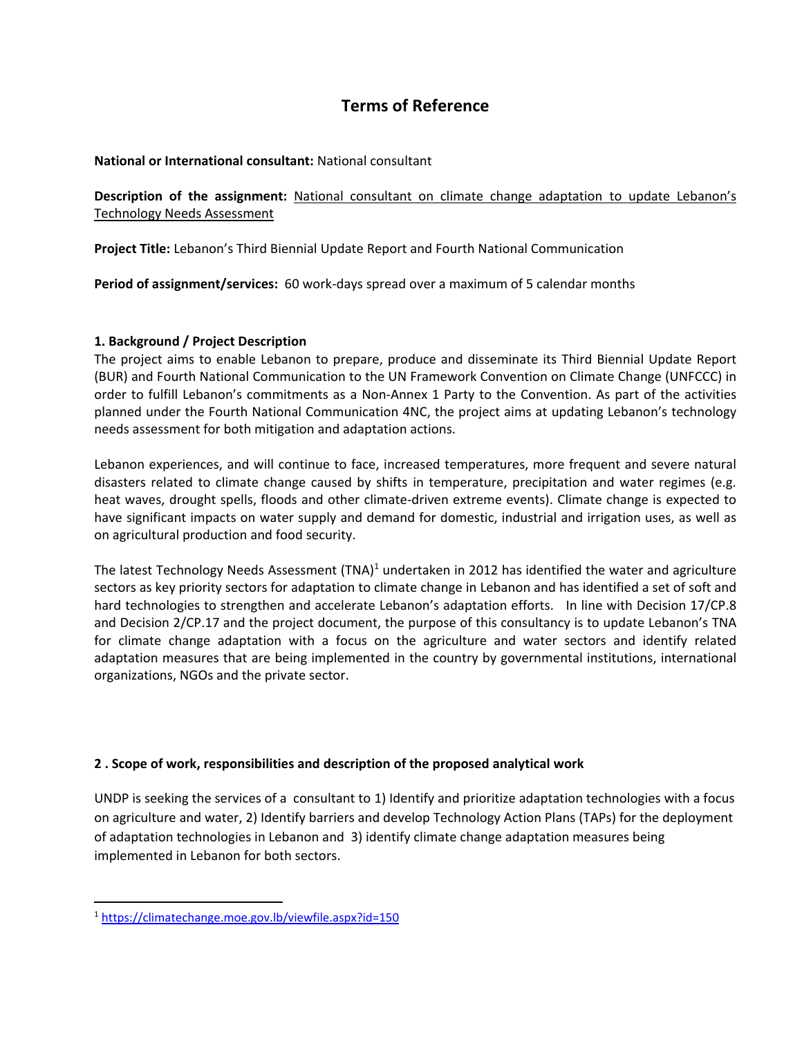# Terms of Reference

**National or International consultant:** National consultant

**Description of the assignment:** National consultant on climate change adaptation to update Lebanon's Technology Needs Assessment

**Project Title:** Lebanon's Third Biennial Update Report and Fourth National Communication

**Period of assignment/services:** 60 work-days spread over a maximum of 5 calendar months

## 1. Background / Project Description

The project aims to enable Lebanon to prepare, produce and disseminate its Third Biennial Update Report (BUR) and Fourth National Communication to the UN Framework Convention on Climate Change (UNFCCC) in order to fulfill Lebanon's commitments as a Non-Annex 1 Party to the Convention. As part of the activities planned under the Fourth National Communication 4NC, the project aims at updating Lebanon's technology needs assessment for both mitigation and adaptation actions.

Lebanon experiences, and will continue to face, increased temperatures, more frequent and severe natural disasters related to climate change caused by shifts in temperature, precipitation and water regimes (e.g. heat waves, drought spells, floods and other climate-driven extreme events). Climate change is expected to have significant impacts on water supply and demand for domestic, industrial and irrigation uses, as well as on agricultural production and food security.

The latest Technology Needs Assessment (TNA)[1] undertaken in 2012 has identified the water and agriculture sectors as key priority sectors for adaptation to climate change in Lebanon and has identified a set of soft and hard technologies to strengthen and accelerate Lebanon's adaptation efforts. In line with Decision 17/CP.8 and Decision 2/CP.17 and the project document, the purpose of this consultancy is to update Lebanon's TNA for climate change adaptation with a focus on the agriculture and water sectors and identify related adaptation measures that are being implemented in the country by governmental institutions, international organizations, NGOs and the private sector.

## 2 . Scope of work, responsibilities and description of the proposed analytical work

UNDP is seeking the services of a consultant to 1) Identify and prioritize adaptation technologies with a focus on agriculture and water, 2) Identify barriers and develop Technology Action Plans (TAPs) for the deployment of adaptation technologies in Lebanon and 3) identify climate change adaptation measures being implemented in Lebanon for both sectors.

[1] https://climatechange.moe.gov.lb/viewfile.aspx?id=150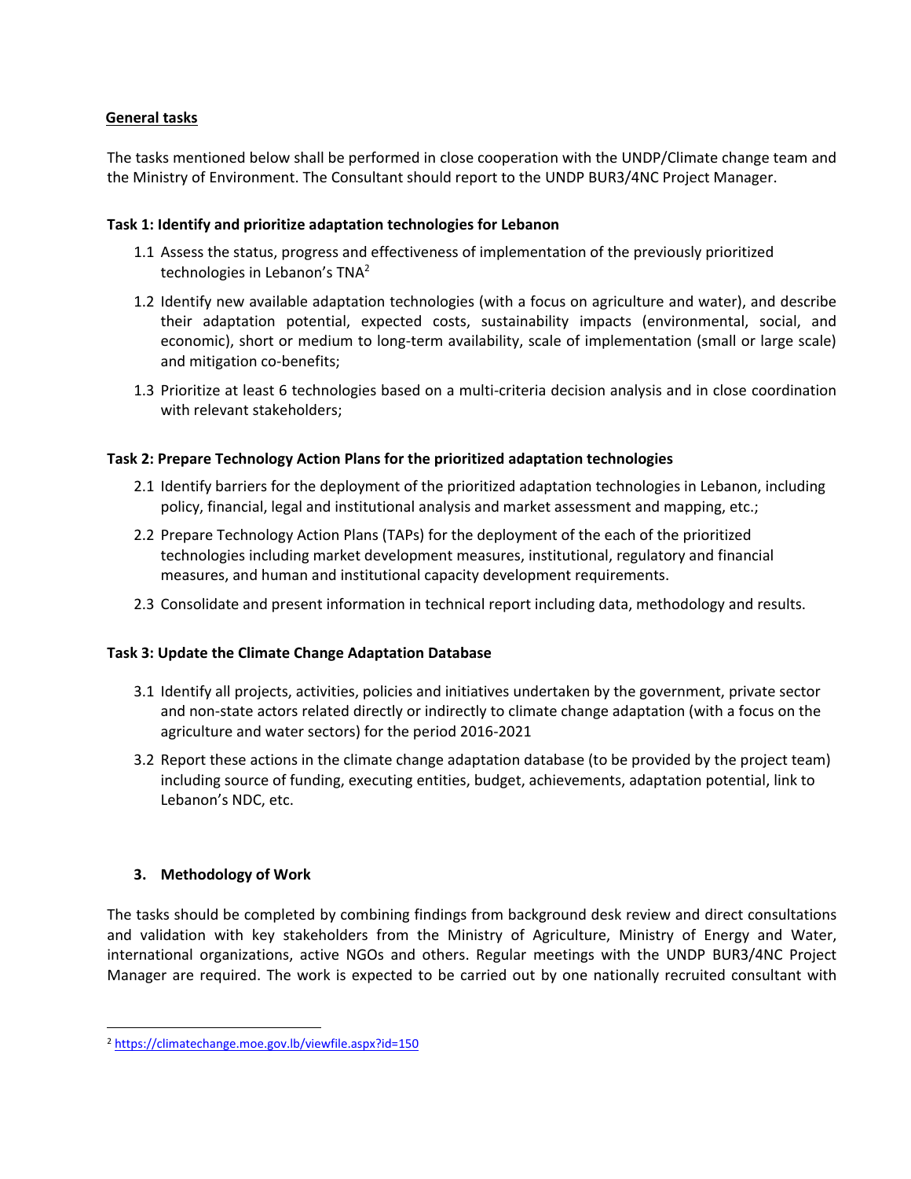**General tasks**

The tasks mentioned below shall be performed in close cooperation with the UNDP/Climate change team and the Ministry of Environment. The Consultant should report to the UNDP BUR3/4NC Project Manager.

**Task 1: Identify and prioritize adaptation technologies for Lebanon**

1.1 Assess the status, progress and effectiveness of implementation of the previously prioritized technologies in Lebanon's TNA[2]

1.2 Identify new available adaptation technologies (with a focus on agriculture and water), and describe their adaptation potential, expected costs, sustainability impacts (environmental, social, and economic), short or medium to long-term availability, scale of implementation (small or large scale) and mitigation co-benefits;

1.3 Prioritize at least 6 technologies based on a multi-criteria decision analysis and in close coordination with relevant stakeholders;

**Task 2: Prepare Technology Action Plans for the prioritized adaptation technologies**

2.1 Identify barriers for the deployment of the prioritized adaptation technologies in Lebanon, including policy, financial, legal and institutional analysis and market assessment and mapping, etc.;

2.2 Prepare Technology Action Plans (TAPs) for the deployment of the each of the prioritized technologies including market development measures, institutional, regulatory and financial measures, and human and institutional capacity development requirements.

2.3 Consolidate and present information in technical report including data, methodology and results.

**Task 3: Update the Climate Change Adaptation Database**

3.1 Identify all projects, activities, policies and initiatives undertaken by the government, private sector and non-state actors related directly or indirectly to climate change adaptation (with a focus on the agriculture and water sectors) for the period 2016-2021

3.2 Report these actions in the climate change adaptation database (to be provided by the project team) including source of funding, executing entities, budget, achievements, adaptation potential, link to Lebanon's NDC, etc.

## 3. Methodology of Work

The tasks should be completed by combining findings from background desk review and direct consultations and validation with key stakeholders from the Ministry of Agriculture, Ministry of Energy and Water, international organizations, active NGOs and others. Regular meetings with the UNDP BUR3/4NC Project Manager are required. The work is expected to be carried out by one nationally recruited consultant with

---

[2] https://climatechange.moe.gov.lb/viewfile.aspx?id=150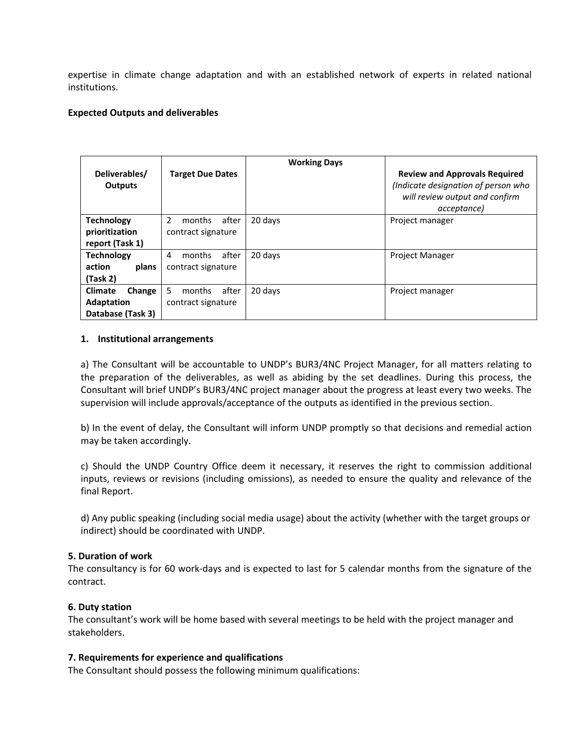expertise in climate change adaptation and with an established network of experts in related national institutions.

**Expected Outputs and deliverables**

| **Deliverables/ Outputs** | **Target Due Dates** | **Working Days** | **Review and Approvals Required** *(Indicate designation of person who will review output and confirm acceptance)* |
|---|---|---|---|
| **Technology prioritization report (Task 1)** | 2 months after contract signature | 20 days | Project manager |
| **Technology action plans (Task 2)** | 4 months after contract signature | 20 days | Project Manager |
| **Climate Change Adaptation Database (Task 3)** | 5 months after contract signature | 20 days | Project manager |

1. **Institutional arrangements**

a) The Consultant will be accountable to UNDP's BUR3/4NC Project Manager, for all matters relating to the preparation of the deliverables, as well as abiding by the set deadlines. During this process, the Consultant will brief UNDP's BUR3/4NC project manager about the progress at least every two weeks. The supervision will include approvals/acceptance of the outputs as identified in the previous section.

b) In the event of delay, the Consultant will inform UNDP promptly so that decisions and remedial action may be taken accordingly.

c) Should the UNDP Country Office deem it necessary, it reserves the right to commission additional inputs, reviews or revisions (including omissions), as needed to ensure the quality and relevance of the final Report.

d) Any public speaking (including social media usage) about the activity (whether with the target groups or indirect) should be coordinated with UNDP.

**5. Duration of work**

The consultancy is for 60 work-days and is expected to last for 5 calendar months from the signature of the contract.

**6. Duty station**

The consultant's work will be home based with several meetings to be held with the project manager and stakeholders.

**7. Requirements for experience and qualifications**

The Consultant should possess the following minimum qualifications: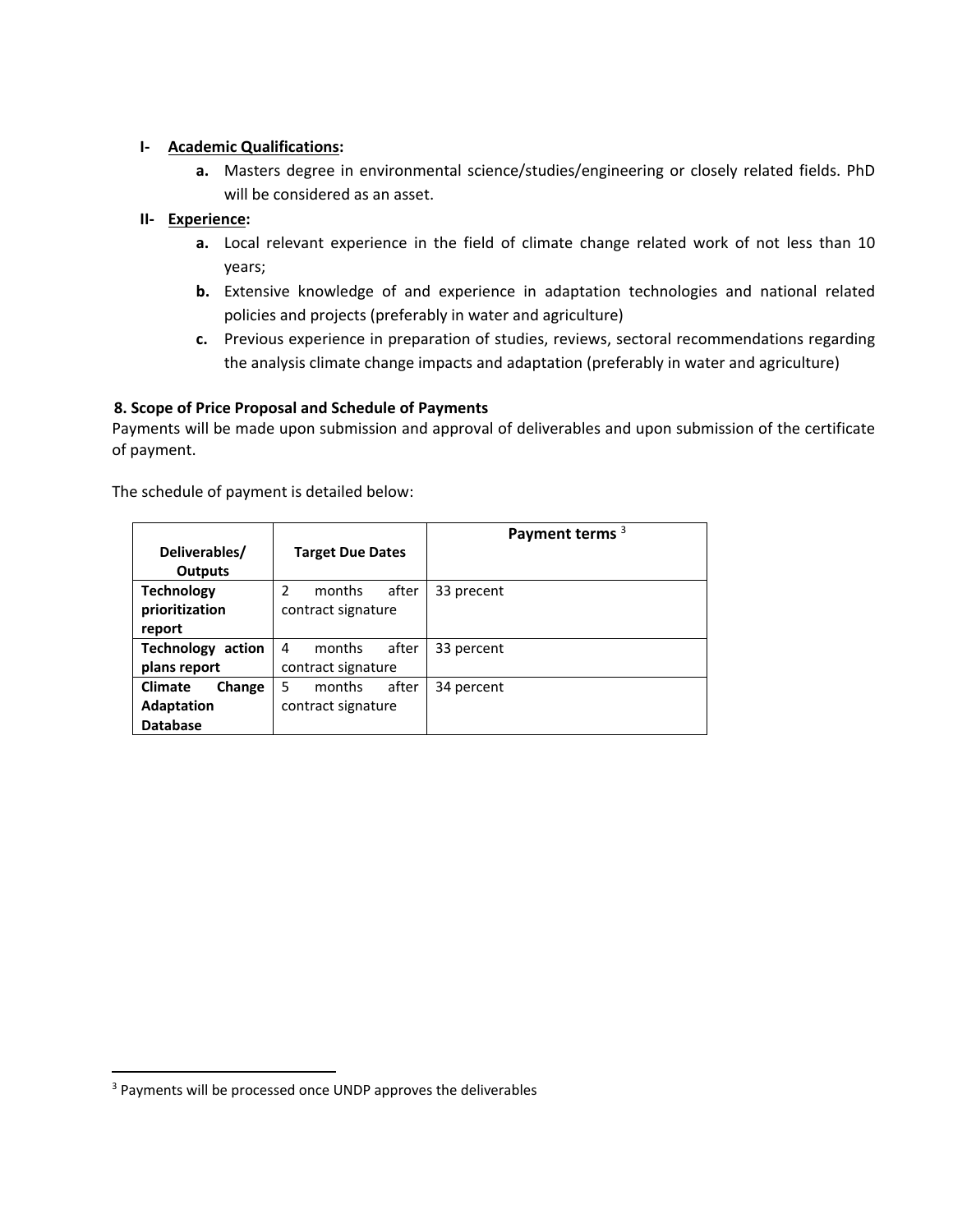**I- Academic Qualifications:**

a. Masters degree in environmental science/studies/engineering or closely related fields. PhD will be considered as an asset.

**II- Experience:**

a. Local relevant experience in the field of climate change related work of not less than 10 years;

b. Extensive knowledge of and experience in adaptation technologies and national related policies and projects (preferably in water and agriculture)

c. Previous experience in preparation of studies, reviews, sectoral recommendations regarding the analysis climate change impacts and adaptation (preferably in water and agriculture)

**8. Scope of Price Proposal and Schedule of Payments**

Payments will be made upon submission and approval of deliverables and upon submission of the certificate of payment.

The schedule of payment is detailed below:

| Deliverables/ Outputs | Target Due Dates | Payment terms [3] |
|---|---|---|
| **Technology prioritization report** | 2 months after contract signature | 33 precent |
| **Technology action plans report** | 4 months after contract signature | 33 percent |
| **Climate Change Adaptation Database** | 5 months after contract signature | 34 percent |

[3] Payments will be processed once UNDP approves the deliverables